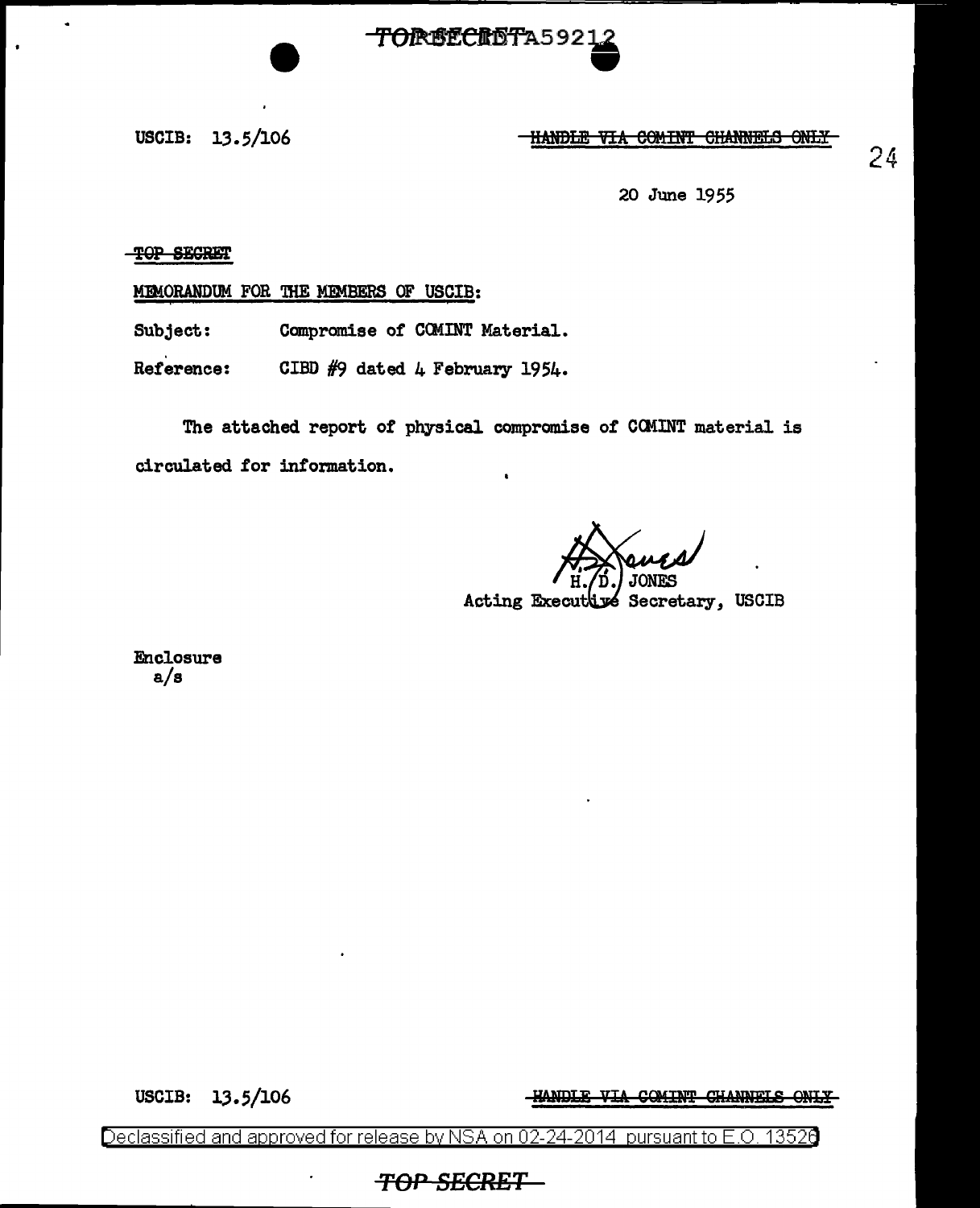USCIB: 13.5/106

HANDLE VIA COMINT CHANNELS ONLY

20 June 1955

TOP SECRET

MEMORANDUM FOR THE MEMBERS OF USCIB:

Subject: Compromise of COMINT Material.

Reference: CIBD #9 dated 4 February 1954.

The attached report of physical compromise of COMINT material is circulated for information.

H. D. JONES
Acting Executive Secretary, USCIB

Enclosure
a/s

USCIB: 13.5/106

HANDLE VIA COMINT CHANNELS ONLY

Declassified and approved for release by NSA on 02-24-2014 pursuant to E.O. 13526

TOP SECRET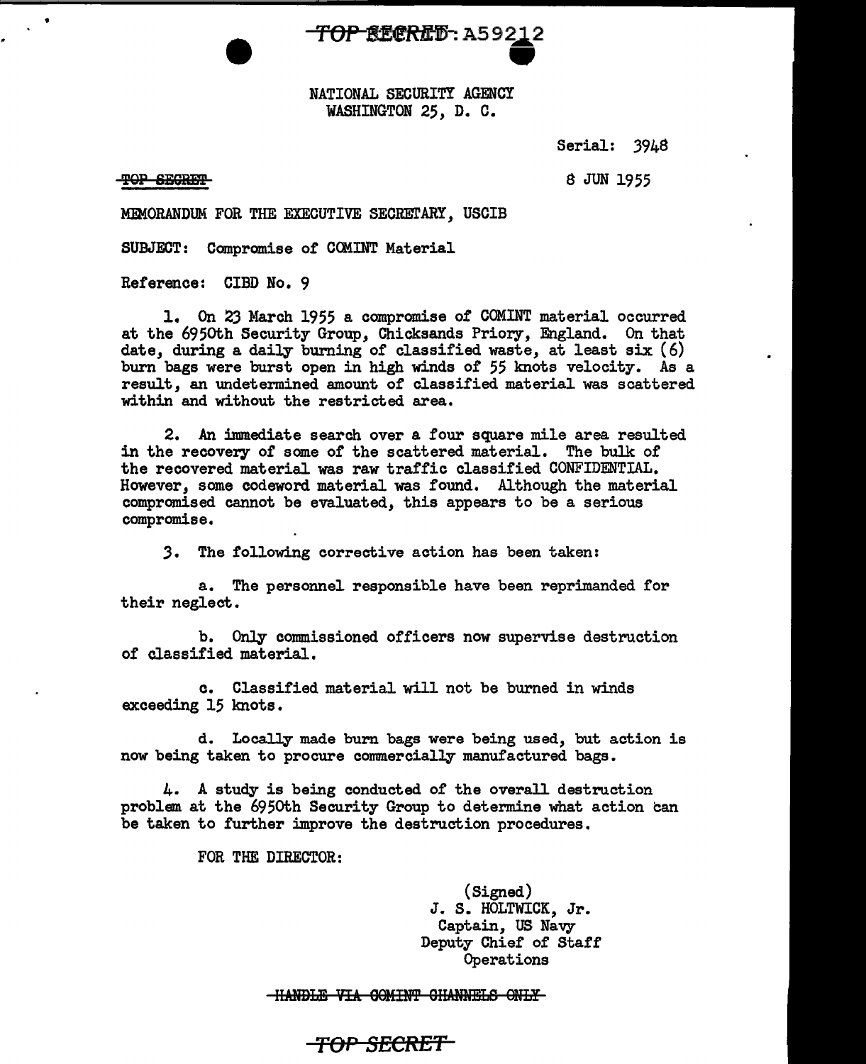TOP SECRET: A59212

NATIONAL SECURITY AGENCY
WASHINGTON 25, D. C.

Serial: 3948

TOP SECRET

8 JUN 1955

MEMORANDUM FOR THE EXECUTIVE SECRETARY, USCIB

SUBJECT: Compromise of COMINT Material

Reference: CIBD No. 9

1. On 23 March 1955 a compromise of COMINT material occurred at the 6950th Security Group, Chicksands Priory, England. On that date, during a daily burning of classified waste, at least six (6) burn bags were burst open in high winds of 55 knots velocity. As a result, an undetermined amount of classified material was scattered within and without the restricted area.

2. An immediate search over a four square mile area resulted in the recovery of some of the scattered material. The bulk of the recovered material was raw traffic classified CONFIDENTIAL. However, some codeword material was found. Although the material compromised cannot be evaluated, this appears to be a serious compromise.

3. The following corrective action has been taken:

a. The personnel responsible have been reprimanded for their neglect.

b. Only commissioned officers now supervise destruction of classified material.

c. Classified material will not be burned in winds exceeding 15 knots.

d. Locally made burn bags were being used, but action is now being taken to procure commercially manufactured bags.

4. A study is being conducted of the overall destruction problem at the 6950th Security Group to determine what action can be taken to further improve the destruction procedures.

FOR THE DIRECTOR:

(Signed)
J. S. HOLTWICK, Jr.
Captain, US Navy
Deputy Chief of Staff
Operations

HANDLE VIA COMINT CHANNELS ONLY

TOP SECRET